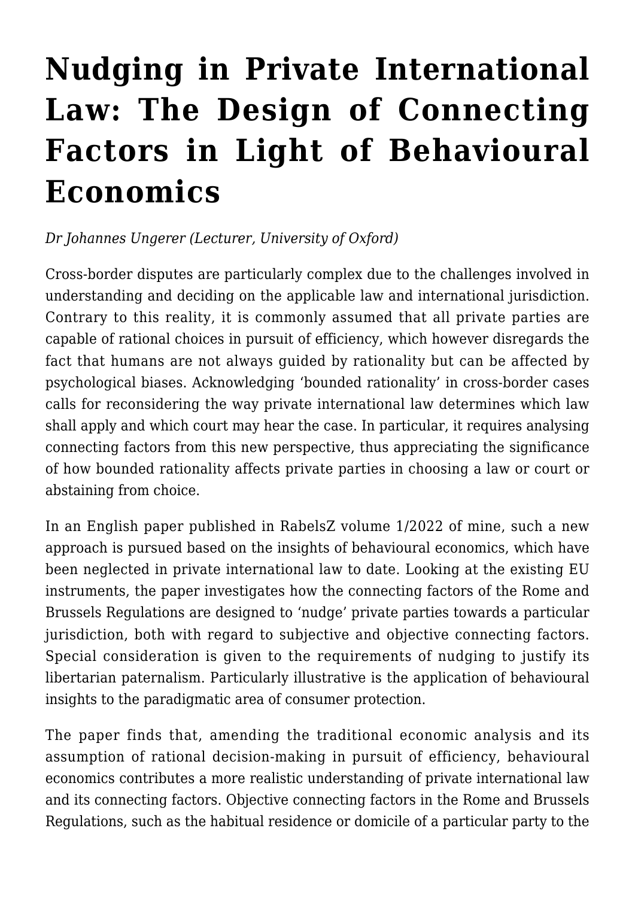# Nudging in Private International Law: The Design of Connecting Factors in Light of Behavioural Economics

*Dr Johannes Ungerer (Lecturer, University of Oxford)*

Cross-border disputes are particularly complex due to the challenges involved in understanding and deciding on the applicable law and international jurisdiction. Contrary to this reality, it is commonly assumed that all private parties are capable of rational choices in pursuit of efficiency, which however disregards the fact that humans are not always guided by rationality but can be affected by psychological biases. Acknowledging 'bounded rationality' in cross-border cases calls for reconsidering the way private international law determines which law shall apply and which court may hear the case. In particular, it requires analysing connecting factors from this new perspective, thus appreciating the significance of how bounded rationality affects private parties in choosing a law or court or abstaining from choice.

In an English paper published in RabelsZ volume 1/2022 of mine, such a new approach is pursued based on the insights of behavioural economics, which have been neglected in private international law to date. Looking at the existing EU instruments, the paper investigates how the connecting factors of the Rome and Brussels Regulations are designed to 'nudge' private parties towards a particular jurisdiction, both with regard to subjective and objective connecting factors. Special consideration is given to the requirements of nudging to justify its libertarian paternalism. Particularly illustrative is the application of behavioural insights to the paradigmatic area of consumer protection.

The paper finds that, amending the traditional economic analysis and its assumption of rational decision-making in pursuit of efficiency, behavioural economics contributes a more realistic understanding of private international law and its connecting factors. Objective connecting factors in the Rome and Brussels Regulations, such as the habitual residence or domicile of a particular party to the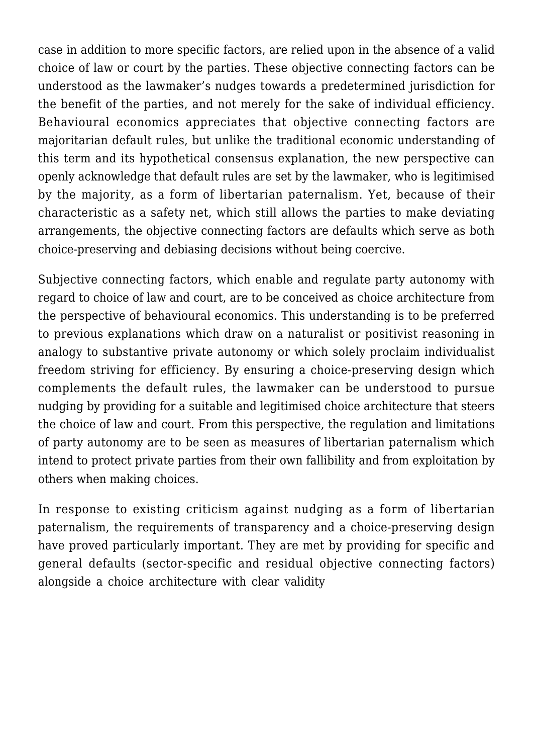case in addition to more specific factors, are relied upon in the absence of a valid choice of law or court by the parties. These objective connecting factors can be understood as the lawmaker's nudges towards a predetermined jurisdiction for the benefit of the parties, and not merely for the sake of individual efficiency. Behavioural economics appreciates that objective connecting factors are majoritarian default rules, but unlike the traditional economic understanding of this term and its hypothetical consensus explanation, the new perspective can openly acknowledge that default rules are set by the lawmaker, who is legitimised by the majority, as a form of libertarian paternalism. Yet, because of their characteristic as a safety net, which still allows the parties to make deviating arrangements, the objective connecting factors are defaults which serve as both choice-preserving and debiasing decisions without being coercive.

Subjective connecting factors, which enable and regulate party autonomy with regard to choice of law and court, are to be conceived as choice architecture from the perspective of behavioural economics. This understanding is to be preferred to previous explanations which draw on a naturalist or positivist reasoning in analogy to substantive private autonomy or which solely proclaim individualist freedom striving for efficiency. By ensuring a choice-preserving design which complements the default rules, the lawmaker can be understood to pursue nudging by providing for a suitable and legitimised choice architecture that steers the choice of law and court. From this perspective, the regulation and limitations of party autonomy are to be seen as measures of libertarian paternalism which intend to protect private parties from their own fallibility and from exploitation by others when making choices.

In response to existing criticism against nudging as a form of libertarian paternalism, the requirements of transparency and a choice-preserving design have proved particularly important. They are met by providing for specific and general defaults (sector-specific and residual objective connecting factors) alongside a choice architecture with clear validity